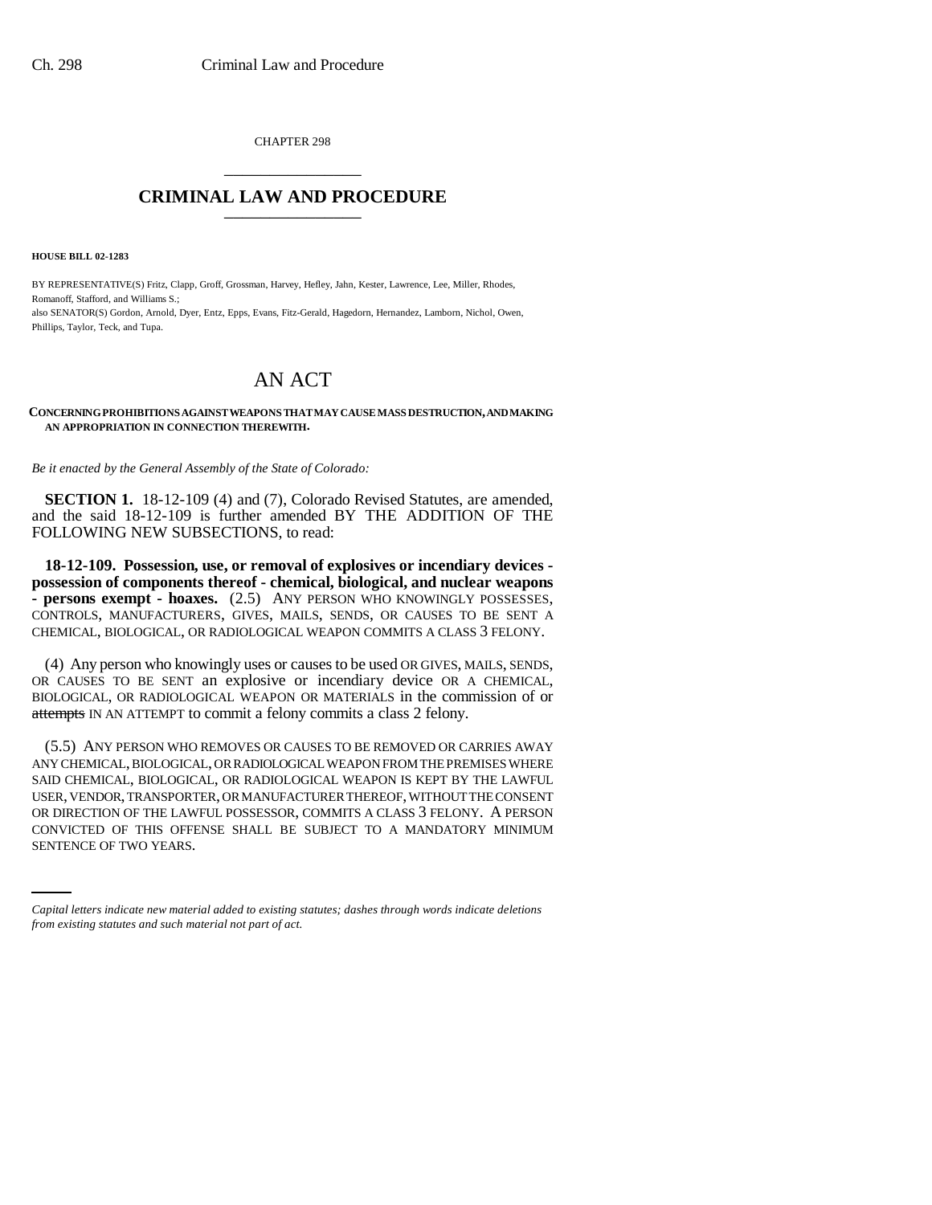CHAPTER 298

# CRIMINAL LAW AND PROCEDURE

**HOUSE BILL 02-1283**

BY REPRESENTATIVE(S) Fritz, Clapp, Groff, Grossman, Harvey, Hefley, Jahn, Kester, Lawrence, Lee, Miller, Rhodes, Romanoff, Stafford, and Williams S.;
also SENATOR(S) Gordon, Arnold, Dyer, Entz, Epps, Evans, Fitz-Gerald, Hagedorn, Hernandez, Lamborn, Nichol, Owen, Phillips, Taylor, Teck, and Tupa.

# AN ACT

**CONCERNING PROHIBITIONS AGAINST WEAPONS THAT MAY CAUSE MASS DESTRUCTION, AND MAKING AN APPROPRIATION IN CONNECTION THEREWITH.**

*Be it enacted by the General Assembly of the State of Colorado:*

**SECTION 1.** 18-12-109 (4) and (7), Colorado Revised Statutes, are amended, and the said 18-12-109 is further amended BY THE ADDITION OF THE FOLLOWING NEW SUBSECTIONS, to read:

**18-12-109. Possession, use, or removal of explosives or incendiary devices - possession of components thereof - chemical, biological, and nuclear weapons - persons exempt - hoaxes.** (2.5) ANY PERSON WHO KNOWINGLY POSSESSES, CONTROLS, MANUFACTURERS, GIVES, MAILS, SENDS, OR CAUSES TO BE SENT A CHEMICAL, BIOLOGICAL, OR RADIOLOGICAL WEAPON COMMITS A CLASS 3 FELONY.

(4) Any person who knowingly uses or causes to be used OR GIVES, MAILS, SENDS, OR CAUSES TO BE SENT an explosive or incendiary device OR A CHEMICAL, BIOLOGICAL, OR RADIOLOGICAL WEAPON OR MATERIALS in the commission of or ~~attempts~~ IN AN ATTEMPT to commit a felony commits a class 2 felony.

(5.5) ANY PERSON WHO REMOVES OR CAUSES TO BE REMOVED OR CARRIES AWAY ANY CHEMICAL, BIOLOGICAL, OR RADIOLOGICAL WEAPON FROM THE PREMISES WHERE SAID CHEMICAL, BIOLOGICAL, OR RADIOLOGICAL WEAPON IS KEPT BY THE LAWFUL USER, VENDOR, TRANSPORTER, OR MANUFACTURER THEREOF, WITHOUT THE CONSENT OR DIRECTION OF THE LAWFUL POSSESSOR, COMMITS A CLASS 3 FELONY. A PERSON CONVICTED OF THIS OFFENSE SHALL BE SUBJECT TO A MANDATORY MINIMUM SENTENCE OF TWO YEARS.

*Capital letters indicate new material added to existing statutes; dashes through words indicate deletions from existing statutes and such material not part of act.*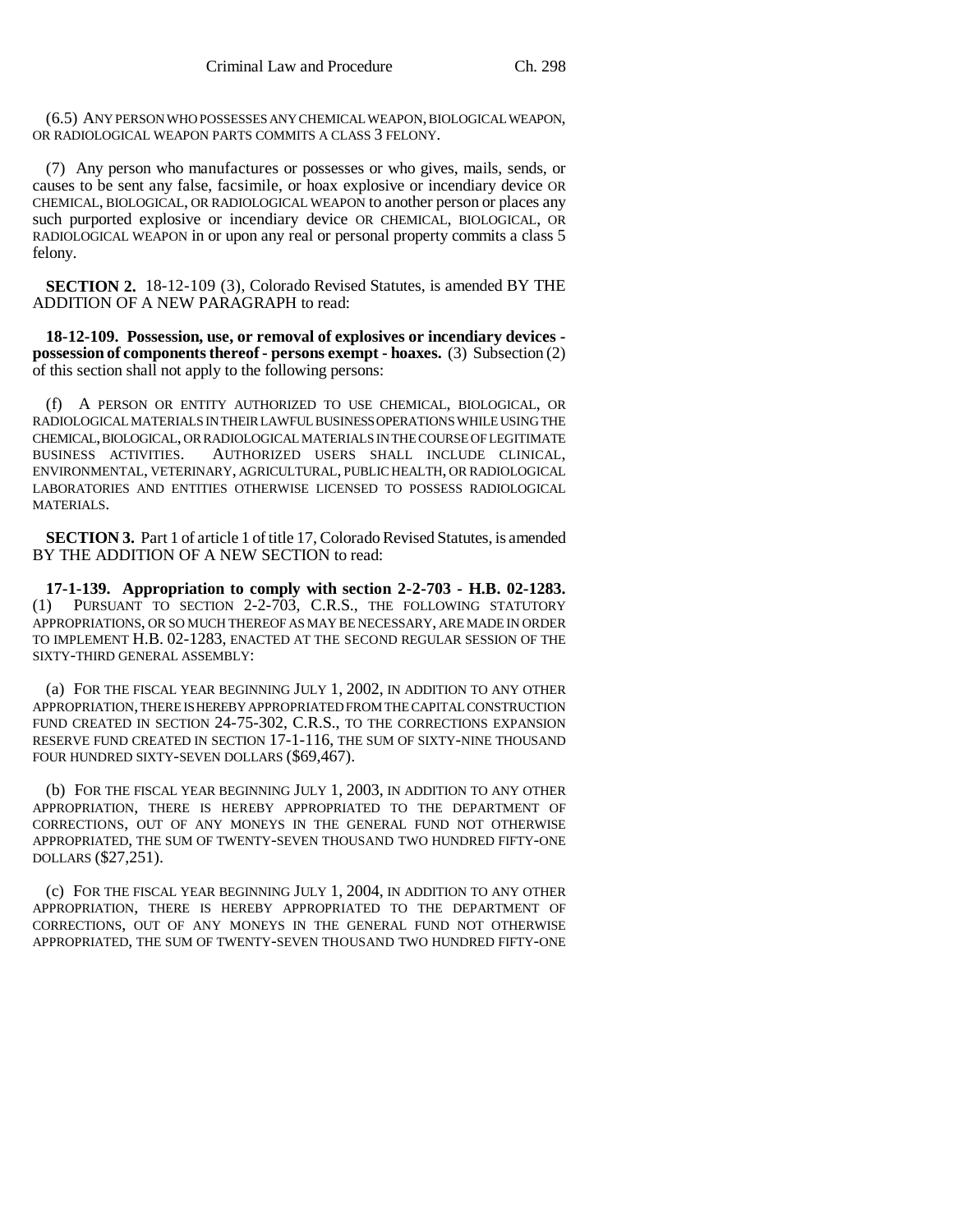(6.5) ANY PERSON WHO POSSESSES ANY CHEMICAL WEAPON, BIOLOGICAL WEAPON, OR RADIOLOGICAL WEAPON PARTS COMMITS A CLASS 3 FELONY.

(7) Any person who manufactures or possesses or who gives, mails, sends, or causes to be sent any false, facsimile, or hoax explosive or incendiary device OR CHEMICAL, BIOLOGICAL, OR RADIOLOGICAL WEAPON to another person or places any such purported explosive or incendiary device OR CHEMICAL, BIOLOGICAL, OR RADIOLOGICAL WEAPON in or upon any real or personal property commits a class 5 felony.

**SECTION 2.** 18-12-109 (3), Colorado Revised Statutes, is amended BY THE ADDITION OF A NEW PARAGRAPH to read:

**18-12-109. Possession, use, or removal of explosives or incendiary devices - possession of components thereof - persons exempt - hoaxes.** (3) Subsection (2) of this section shall not apply to the following persons:

(f) A PERSON OR ENTITY AUTHORIZED TO USE CHEMICAL, BIOLOGICAL, OR RADIOLOGICAL MATERIALS IN THEIR LAWFUL BUSINESS OPERATIONS WHILE USING THE CHEMICAL, BIOLOGICAL, OR RADIOLOGICAL MATERIALS IN THE COURSE OF LEGITIMATE BUSINESS ACTIVITIES. AUTHORIZED USERS SHALL INCLUDE CLINICAL, ENVIRONMENTAL, VETERINARY, AGRICULTURAL, PUBLIC HEALTH, OR RADIOLOGICAL LABORATORIES AND ENTITIES OTHERWISE LICENSED TO POSSESS RADIOLOGICAL MATERIALS.

**SECTION 3.** Part 1 of article 1 of title 17, Colorado Revised Statutes, is amended BY THE ADDITION OF A NEW SECTION to read:

**17-1-139. Appropriation to comply with section 2-2-703 - H.B. 02-1283.** (1) PURSUANT TO SECTION 2-2-703, C.R.S., THE FOLLOWING STATUTORY APPROPRIATIONS, OR SO MUCH THEREOF AS MAY BE NECESSARY, ARE MADE IN ORDER TO IMPLEMENT H.B. 02-1283, ENACTED AT THE SECOND REGULAR SESSION OF THE SIXTY-THIRD GENERAL ASSEMBLY:

(a) FOR THE FISCAL YEAR BEGINNING JULY 1, 2002, IN ADDITION TO ANY OTHER APPROPRIATION, THERE IS HEREBY APPROPRIATED FROM THE CAPITAL CONSTRUCTION FUND CREATED IN SECTION 24-75-302, C.R.S., TO THE CORRECTIONS EXPANSION RESERVE FUND CREATED IN SECTION 17-1-116, THE SUM OF SIXTY-NINE THOUSAND FOUR HUNDRED SIXTY-SEVEN DOLLARS ($69,467).

(b) FOR THE FISCAL YEAR BEGINNING JULY 1, 2003, IN ADDITION TO ANY OTHER APPROPRIATION, THERE IS HEREBY APPROPRIATED TO THE DEPARTMENT OF CORRECTIONS, OUT OF ANY MONEYS IN THE GENERAL FUND NOT OTHERWISE APPROPRIATED, THE SUM OF TWENTY-SEVEN THOUSAND TWO HUNDRED FIFTY-ONE DOLLARS ($27,251).

(c) FOR THE FISCAL YEAR BEGINNING JULY 1, 2004, IN ADDITION TO ANY OTHER APPROPRIATION, THERE IS HEREBY APPROPRIATED TO THE DEPARTMENT OF CORRECTIONS, OUT OF ANY MONEYS IN THE GENERAL FUND NOT OTHERWISE APPROPRIATED, THE SUM OF TWENTY-SEVEN THOUSAND TWO HUNDRED FIFTY-ONE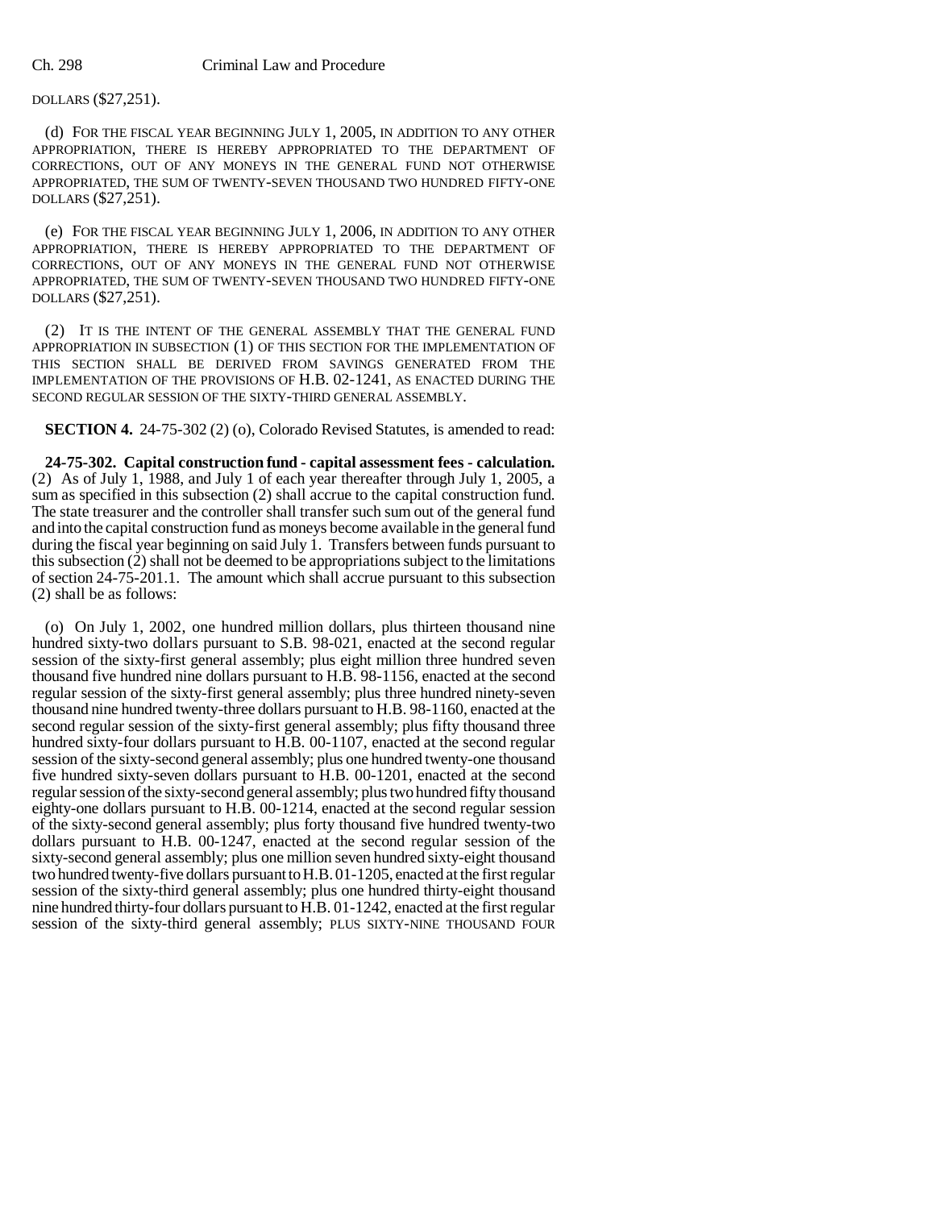DOLLARS ($27,251).

(d) FOR THE FISCAL YEAR BEGINNING JULY 1, 2005, IN ADDITION TO ANY OTHER APPROPRIATION, THERE IS HEREBY APPROPRIATED TO THE DEPARTMENT OF CORRECTIONS, OUT OF ANY MONEYS IN THE GENERAL FUND NOT OTHERWISE APPROPRIATED, THE SUM OF TWENTY-SEVEN THOUSAND TWO HUNDRED FIFTY-ONE DOLLARS ($27,251).

(e) FOR THE FISCAL YEAR BEGINNING JULY 1, 2006, IN ADDITION TO ANY OTHER APPROPRIATION, THERE IS HEREBY APPROPRIATED TO THE DEPARTMENT OF CORRECTIONS, OUT OF ANY MONEYS IN THE GENERAL FUND NOT OTHERWISE APPROPRIATED, THE SUM OF TWENTY-SEVEN THOUSAND TWO HUNDRED FIFTY-ONE DOLLARS ($27,251).

(2) IT IS THE INTENT OF THE GENERAL ASSEMBLY THAT THE GENERAL FUND APPROPRIATION IN SUBSECTION (1) OF THIS SECTION FOR THE IMPLEMENTATION OF THIS SECTION SHALL BE DERIVED FROM SAVINGS GENERATED FROM THE IMPLEMENTATION OF THE PROVISIONS OF H.B. 02-1241, AS ENACTED DURING THE SECOND REGULAR SESSION OF THE SIXTY-THIRD GENERAL ASSEMBLY.

**SECTION 4.** 24-75-302 (2) (o), Colorado Revised Statutes, is amended to read:

**24-75-302. Capital construction fund - capital assessment fees - calculation.** (2) As of July 1, 1988, and July 1 of each year thereafter through July 1, 2005, a sum as specified in this subsection (2) shall accrue to the capital construction fund. The state treasurer and the controller shall transfer such sum out of the general fund and into the capital construction fund as moneys become available in the general fund during the fiscal year beginning on said July 1. Transfers between funds pursuant to this subsection (2) shall not be deemed to be appropriations subject to the limitations of section 24-75-201.1. The amount which shall accrue pursuant to this subsection (2) shall be as follows:

(o) On July 1, 2002, one hundred million dollars, plus thirteen thousand nine hundred sixty-two dollars pursuant to S.B. 98-021, enacted at the second regular session of the sixty-first general assembly; plus eight million three hundred seven thousand five hundred nine dollars pursuant to H.B. 98-1156, enacted at the second regular session of the sixty-first general assembly; plus three hundred ninety-seven thousand nine hundred twenty-three dollars pursuant to H.B. 98-1160, enacted at the second regular session of the sixty-first general assembly; plus fifty thousand three hundred sixty-four dollars pursuant to H.B. 00-1107, enacted at the second regular session of the sixty-second general assembly; plus one hundred twenty-one thousand five hundred sixty-seven dollars pursuant to H.B. 00-1201, enacted at the second regular session of the sixty-second general assembly; plus two hundred fifty thousand eighty-one dollars pursuant to H.B. 00-1214, enacted at the second regular session of the sixty-second general assembly; plus forty thousand five hundred twenty-two dollars pursuant to H.B. 00-1247, enacted at the second regular session of the sixty-second general assembly; plus one million seven hundred sixty-eight thousand two hundred twenty-five dollars pursuant to H.B. 01-1205, enacted at the first regular session of the sixty-third general assembly; plus one hundred thirty-eight thousand nine hundred thirty-four dollars pursuant to H.B. 01-1242, enacted at the first regular session of the sixty-third general assembly; PLUS SIXTY-NINE THOUSAND FOUR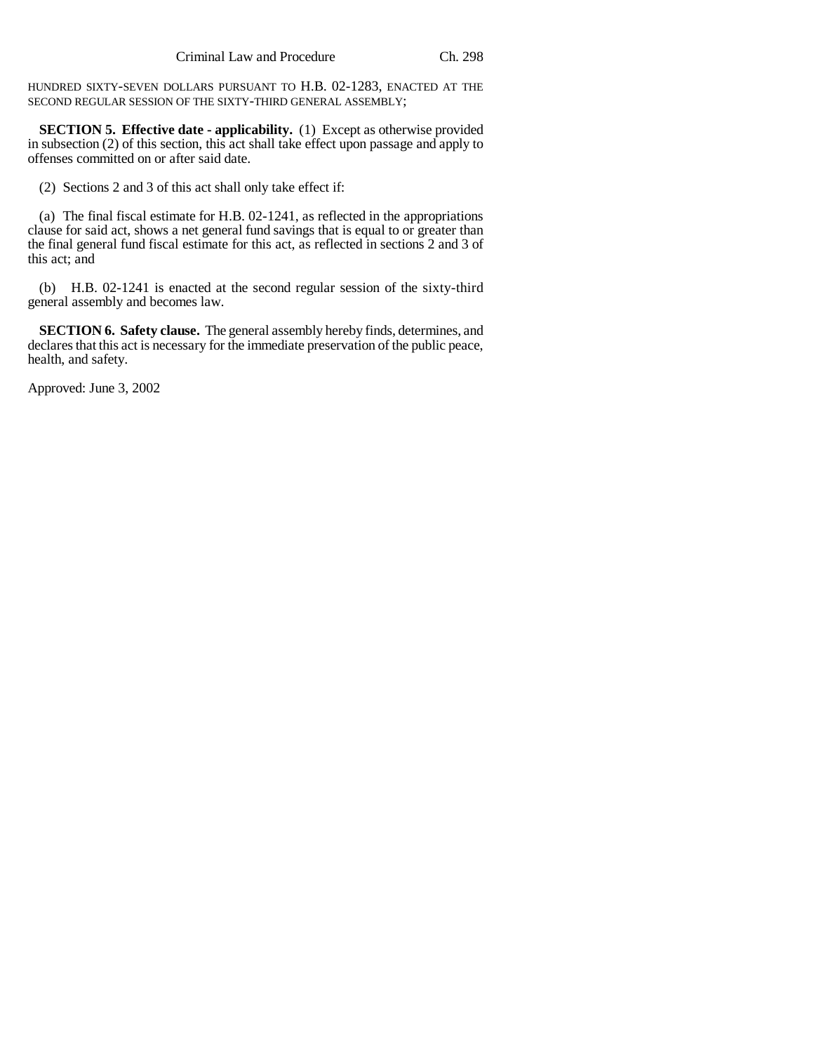HUNDRED SIXTY-SEVEN DOLLARS PURSUANT TO H.B. 02-1283, ENACTED AT THE SECOND REGULAR SESSION OF THE SIXTY-THIRD GENERAL ASSEMBLY;

**SECTION 5. Effective date - applicability.** (1) Except as otherwise provided in subsection (2) of this section, this act shall take effect upon passage and apply to offenses committed on or after said date.

(2) Sections 2 and 3 of this act shall only take effect if:

(a) The final fiscal estimate for H.B. 02-1241, as reflected in the appropriations clause for said act, shows a net general fund savings that is equal to or greater than the final general fund fiscal estimate for this act, as reflected in sections 2 and 3 of this act; and

(b) H.B. 02-1241 is enacted at the second regular session of the sixty-third general assembly and becomes law.

**SECTION 6. Safety clause.** The general assembly hereby finds, determines, and declares that this act is necessary for the immediate preservation of the public peace, health, and safety.

Approved: June 3, 2002